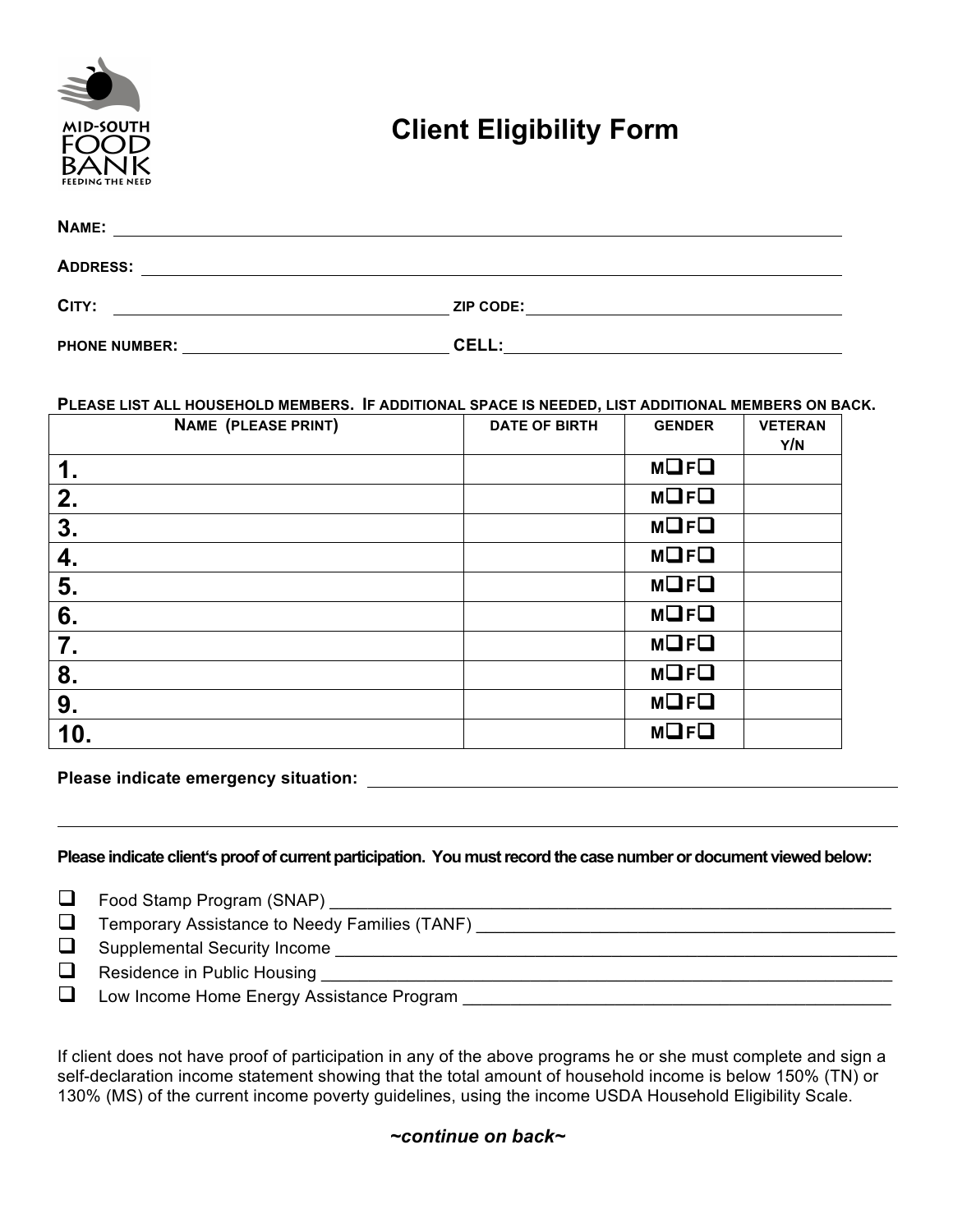MID-SOUTH FOOD BANK
FEEDING THE NEED

# Client Eligibility Form

**NAME:** ______________________________________________

**ADDRESS:** ______________________________________________

**CITY:** ____________________ **ZIP CODE:** ____________________

**PHONE NUMBER:** ____________________ **CELL:** ____________________

**PLEASE LIST ALL HOUSEHOLD MEMBERS. IF ADDITIONAL SPACE IS NEEDED, LIST ADDITIONAL MEMBERS ON BACK.**

| NAME (PLEASE PRINT) | DATE OF BIRTH | GENDER | VETERAN Y/N |
|---|---|---|---|
| 1. | | M❑ F❑ | |
| 2. | | M❑ F❑ | |
| 3. | | M❑ F❑ | |
| 4. | | M❑ F❑ | |
| 5. | | M❑ F❑ | |
| 6. | | M❑ F❑ | |
| 7. | | M❑ F❑ | |
| 8. | | M❑ F❑ | |
| 9. | | M❑ F❑ | |
| 10. | | M❑ F❑ | |

**Please indicate emergency situation:** ______________________________________________

______________________________________________

**Please indicate client's proof of current participation. You must record the case number or document viewed below:**

- ❑ Food Stamp Program (SNAP) ______________________________
- ❑ Temporary Assistance to Needy Families (TANF) ______________________________
- ❑ Supplemental Security Income ______________________________
- ❑ Residence in Public Housing ______________________________
- ❑ Low Income Home Energy Assistance Program ______________________________

If client does not have proof of participation in any of the above programs he or she must complete and sign a self-declaration income statement showing that the total amount of household income is below 150% (TN) or 130% (MS) of the current income poverty guidelines, using the income USDA Household Eligibility Scale.

***~continue on back~***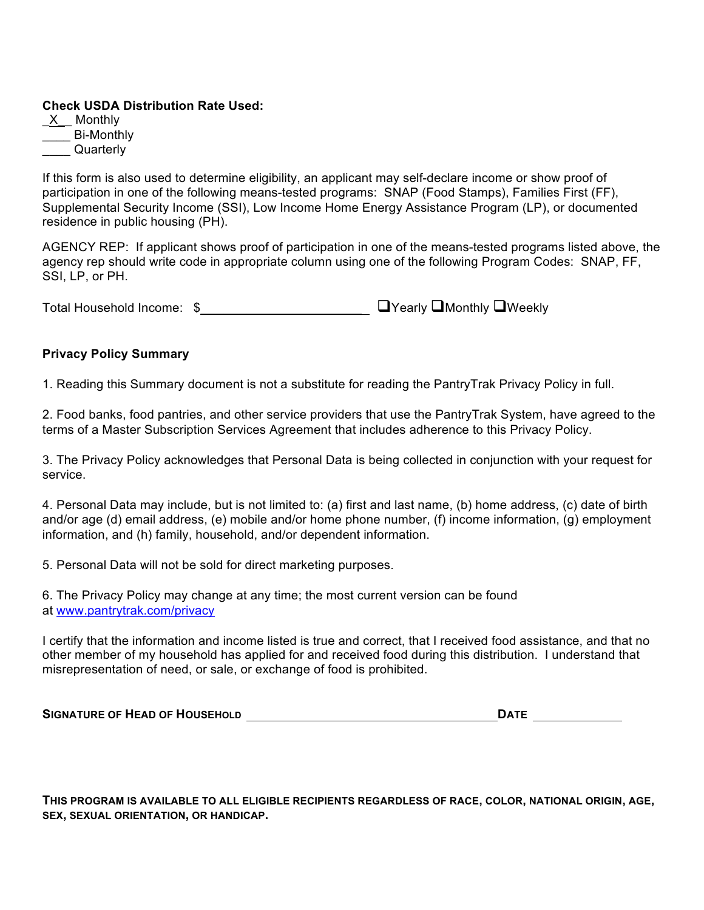**Check USDA Distribution Rate Used:**

_X__ Monthly

____ Bi-Monthly

____ Quarterly

If this form is also used to determine eligibility, an applicant may self-declare income or show proof of participation in one of the following means-tested programs: SNAP (Food Stamps), Families First (FF), Supplemental Security Income (SSI), Low Income Home Energy Assistance Program (LP), or documented residence in public housing (PH).

AGENCY REP: If applicant shows proof of participation in one of the means-tested programs listed above, the agency rep should write code in appropriate column using one of the following Program Codes: SNAP, FF, SSI, LP, or PH.

Total Household Income: $________________________ ❑Yearly ❑Monthly ❑Weekly

**Privacy Policy Summary**

1. Reading this Summary document is not a substitute for reading the PantryTrak Privacy Policy in full.

2. Food banks, food pantries, and other service providers that use the PantryTrak System, have agreed to the terms of a Master Subscription Services Agreement that includes adherence to this Privacy Policy.

3. The Privacy Policy acknowledges that Personal Data is being collected in conjunction with your request for service.

4. Personal Data may include, but is not limited to: (a) first and last name, (b) home address, (c) date of birth and/or age (d) email address, (e) mobile and/or home phone number, (f) income information, (g) employment information, and (h) family, household, and/or dependent information.

5. Personal Data will not be sold for direct marketing purposes.

6. The Privacy Policy may change at any time; the most current version can be found at www.pantrytrak.com/privacy

I certify that the information and income listed is true and correct, that I received food assistance, and that no other member of my household has applied for and received food during this distribution. I understand that misrepresentation of need, or sale, or exchange of food is prohibited.

**SIGNATURE OF HEAD OF HOUSEHOLD** ______________________________ **DATE** ____________

**THIS PROGRAM IS AVAILABLE TO ALL ELIGIBLE RECIPIENTS REGARDLESS OF RACE, COLOR, NATIONAL ORIGIN, AGE, SEX, SEXUAL ORIENTATION, OR HANDICAP.**